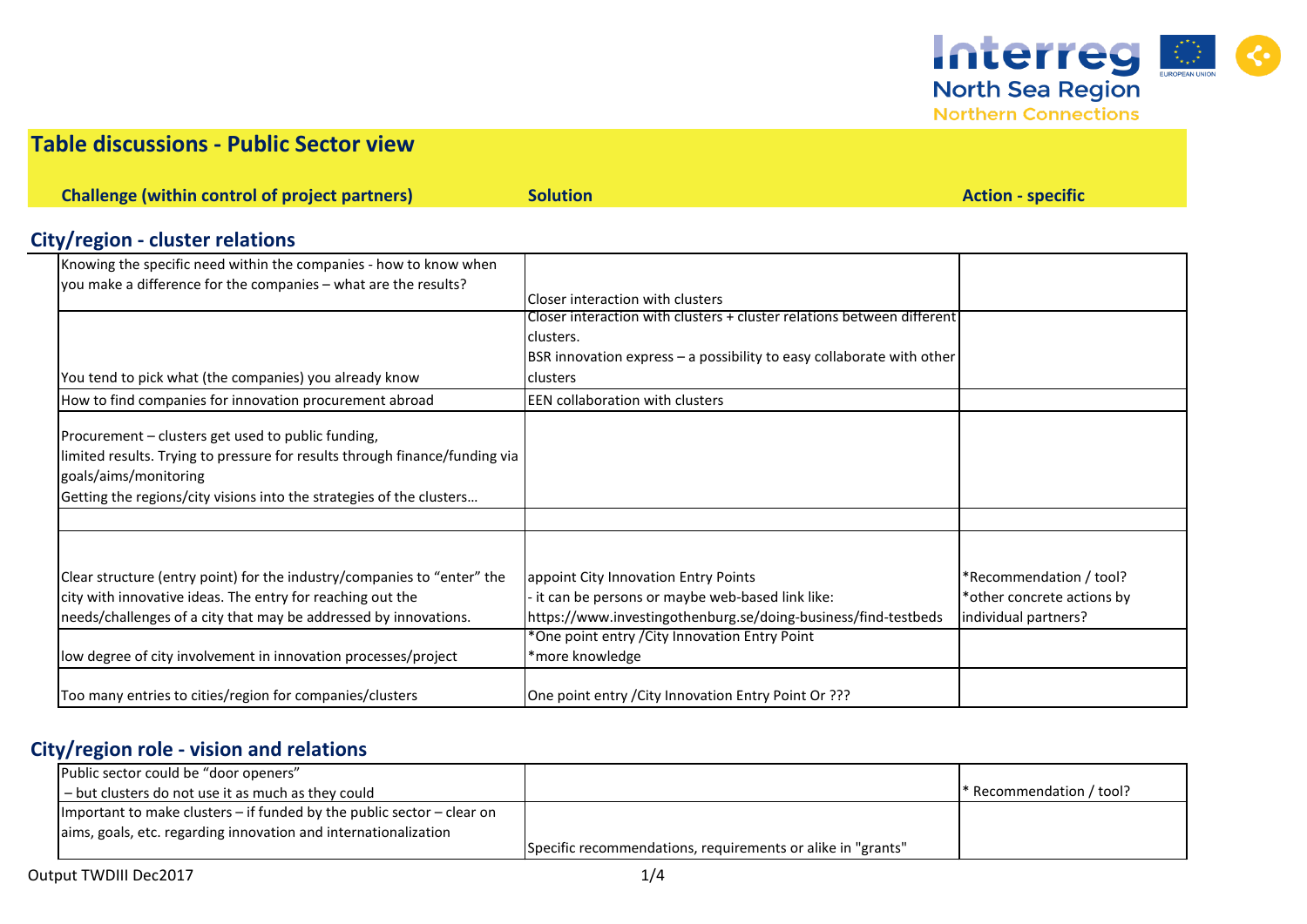# Table discussions - Public Sector view

## City/region - cluster relations

| Challenge (within control of project partners) | Solution | Action - specific |
|---|---|---|
| Knowing the specific need within the companies - how to know when you make a difference for the companies – what are the results? | Closer interaction with clusters | |
| You tend to pick what (the companies) you already know | Closer interaction with clusters + cluster relations between different clusters.<br>BSR innovation express – a possibility to easy collaborate with other clusters | |
| How to find companies for innovation procurement abroad | EEN collaboration with clusters | |
| Procurement – clusters get used to public funding,<br>limited results. Trying to pressure for results through finance/funding via goals/aims/monitoring<br>Getting the regions/city visions into the strategies of the clusters… | | |
| | | |
| Clear structure (entry point) for the industry/companies to "enter" the city with innovative ideas. The entry for reaching out the needs/challenges of a city that may be addressed by innovations. | appoint City Innovation Entry Points<br>- it can be persons or maybe web-based link like:<br>https://www.investingothenburg.se/doing-business/find-testbeds | *Recommendation / tool?<br>*other concrete actions by individual partners? |
| low degree of city involvement in innovation processes/project | *One point entry /City Innovation Entry Point<br>*more knowledge | |
| Too many entries to cities/region for companies/clusters | One point entry /City Innovation Entry Point Or ??? | |

## City/region role - vision and relations

| Challenge (within control of project partners) | Solution | Action - specific |
|---|---|---|
| Public sector could be "door openers"<br>– but clusters do not use it as much as they could | | * Recommendation / tool? |
| Important to make clusters – if funded by the public sector – clear on aims, goals, etc. regarding innovation and internationalization | Specific recommendations, requirements or alike in "grants" | |

Output TWDIII Dec2017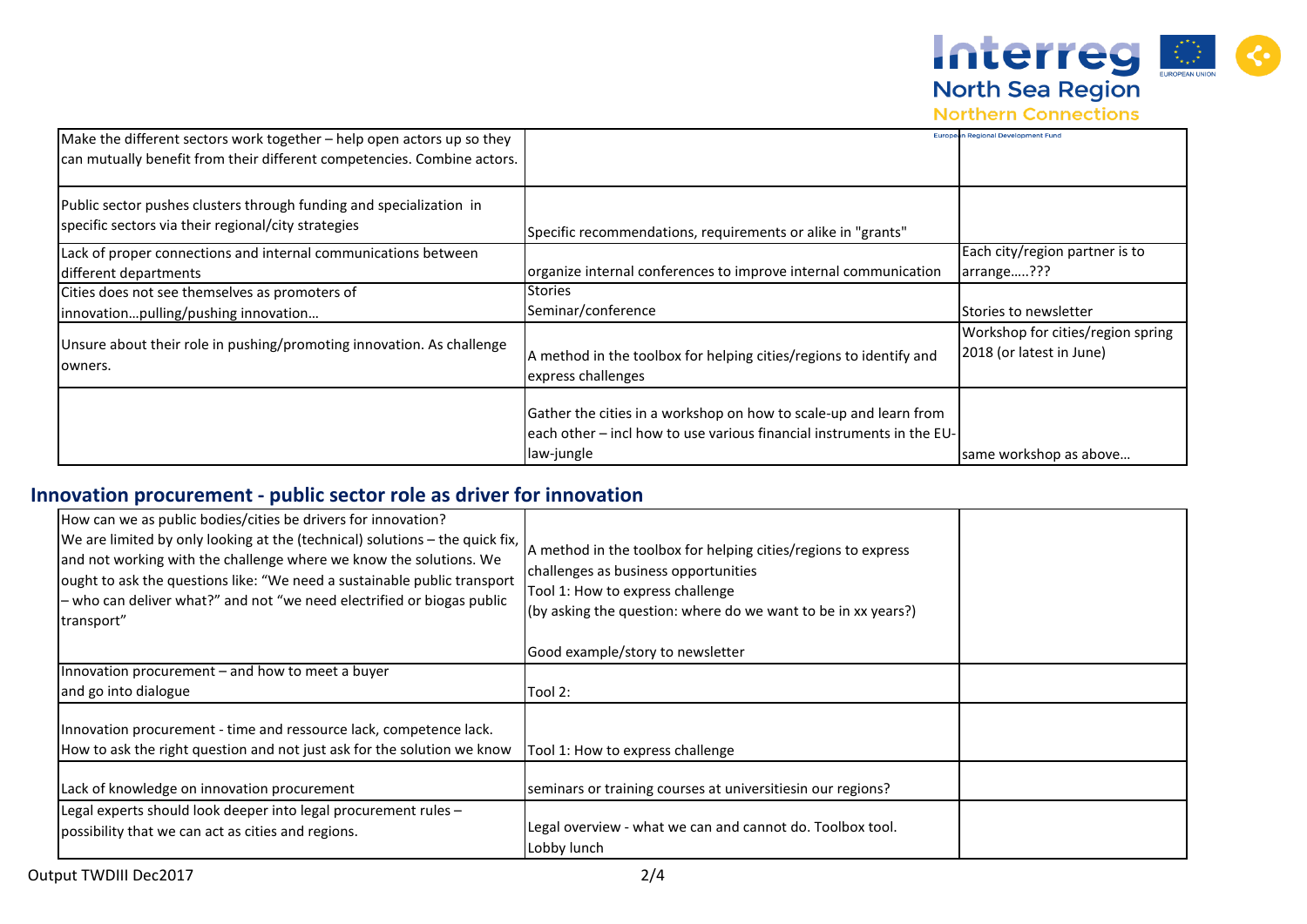| | | |
|---|---|---|
| Make the different sectors work together – help open actors up so they can mutually benefit from their different competencies. Combine actors. | | |
| Public sector pushes clusters through funding and specialization in specific sectors via their regional/city strategies | Specific recommendations, requirements or alike in "grants" | |
| Lack of proper connections and internal communications between different departments | organize internal conferences to improve internal communication | Each city/region partner is to arrange…..??? |
| Cities does not see themselves as promoters of innovation…pulling/pushing innovation… | Stories<br>Seminar/conference | Stories to newsletter |
| Unsure about their role in pushing/promoting innovation. As challenge owners. | A method in the toolbox for helping cities/regions to identify and express challenges | Workshop for cities/region spring 2018 (or latest in June) |
| | Gather the cities in a workshop on how to scale-up and learn from each other – incl how to use various financial instruments in the EU-law-jungle | same workshop as above… |

## Innovation procurement - public sector role as driver for innovation

| | | |
|---|---|---|
| How can we as public bodies/cities be drivers for innovation?<br>We are limited by only looking at the (technical) solutions – the quick fix, and not working with the challenge where we know the solutions. We ought to ask the questions like: "We need a sustainable public transport – who can deliver what?" and not "we need electrified or biogas public transport" | A method in the toolbox for helping cities/regions to express challenges as business opportunities<br>Tool 1: How to express challenge<br>(by asking the question: where do we want to be in xx years?)<br><br>Good example/story to newsletter | |
| Innovation procurement – and how to meet a buyer and go into dialogue | Tool 2: | |
| Innovation procurement - time and ressource lack, competence lack. How to ask the right question and not just ask for the solution we know | Tool 1: How to express challenge | |
| Lack of knowledge on innovation procurement | seminars or training courses at universitiesin our regions? | |
| Legal experts should look deeper into legal procurement rules – possibility that we can act as cities and regions. | Legal overview - what we can and cannot do. Toolbox tool.<br>Lobby lunch | |

Output TWDIII Dec2017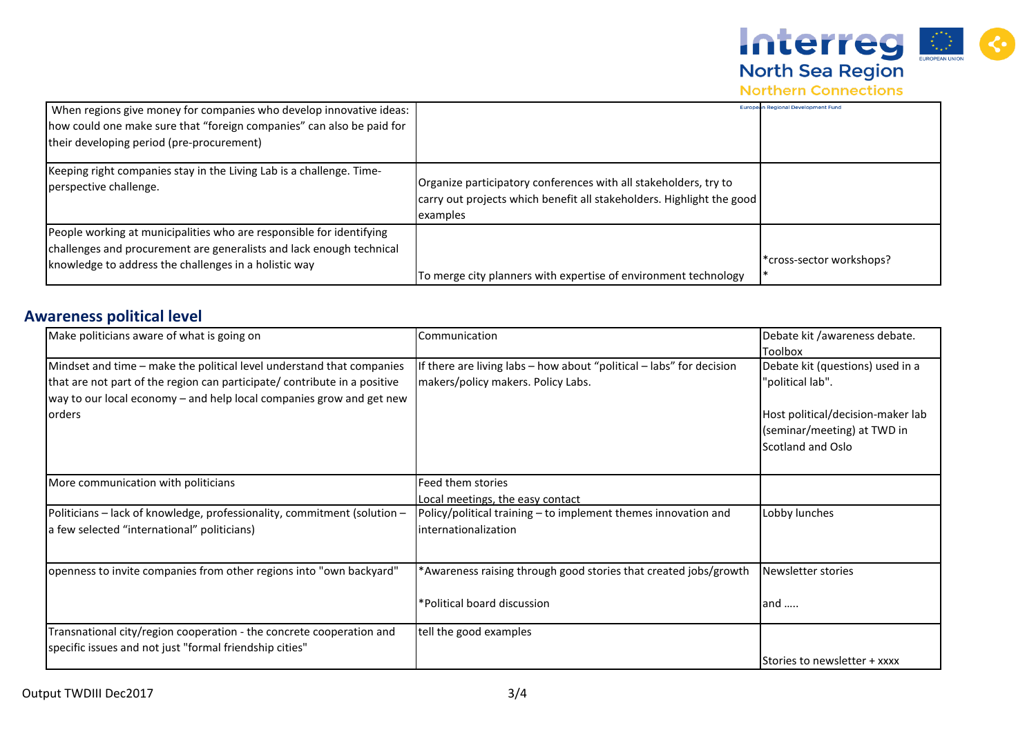| | | |
|---|---|---|
| When regions give money for companies who develop innovative ideas: how could one make sure that "foreign companies" can also be paid for their developing period (pre-procurement) | | |
| Keeping right companies stay in the Living Lab is a challenge. Time-perspective challenge. | Organize participatory conferences with all stakeholders, try to carry out projects which benefit all stakeholders. Highlight the good examples | |
| People working at municipalities who are responsible for identifying challenges and procurement are generalists and lack enough technical knowledge to address the challenges in a holistic way | To merge city planners with expertise of environment technology | *cross-sector workshops?<br>* |

## Awareness political level

| | | |
|---|---|---|
| Make politicians aware of what is going on | Communication | Debate kit /awareness debate. Toolbox |
| Mindset and time – make the political level understand that companies that are not part of the region can participate/ contribute in a positive way to our local economy – and help local companies grow and get new orders | If there are living labs – how about "political – labs" for decision makers/policy makers. Policy Labs. | Debate kit (questions) used in a "political lab".<br><br>Host political/decision-maker lab (seminar/meeting) at TWD in Scotland and Oslo |
| More communication with politicians | Feed them stories<br>Local meetings, the easy contact | |
| Politicians – lack of knowledge, professionality, commitment (solution – a few selected "international" politicians) | Policy/political training – to implement themes innovation and internationalization | Lobby lunches |
| openness to invite companies from other regions into "own backyard" | *Awareness raising through good stories that created jobs/growth<br><br>*Political board discussion | Newsletter stories<br><br>and ….. |
| Transnational city/region cooperation - the concrete cooperation and specific issues and not just "formal friendship cities" | tell the good examples | Stories to newsletter + xxxx |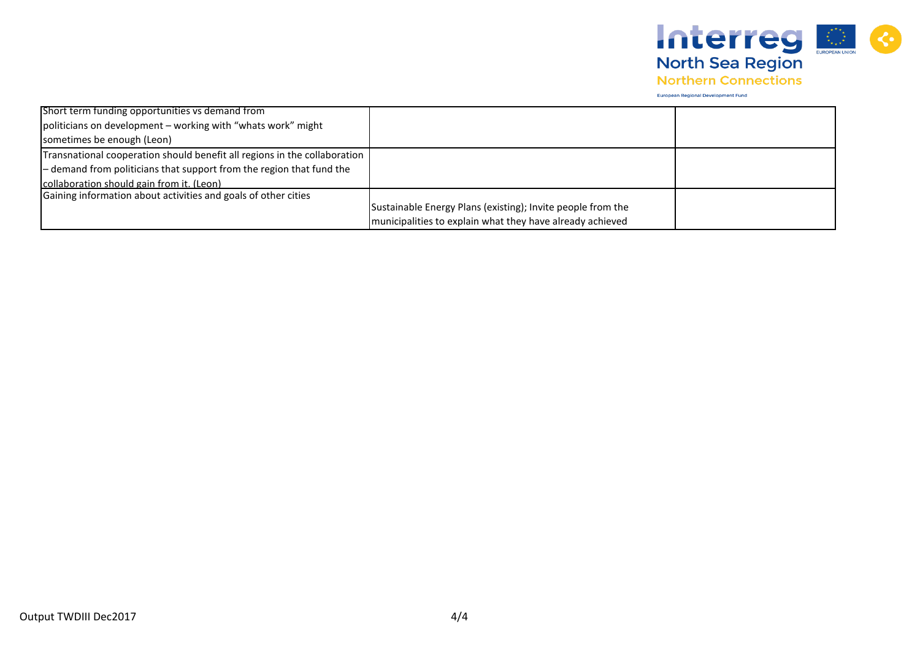| | | |
|---|---|---|
| Short term funding opportunities vs demand from politicians on development – working with "whats work" might sometimes be enough (Leon) | | |
| Transnational cooperation should benefit all regions in the collaboration – demand from politicians that support from the region that fund the collaboration should gain from it. (Leon) | | |
| Gaining information about activities and goals of other cities | Sustainable Energy Plans (existing); Invite people from the municipalities to explain what they have already achieved | |